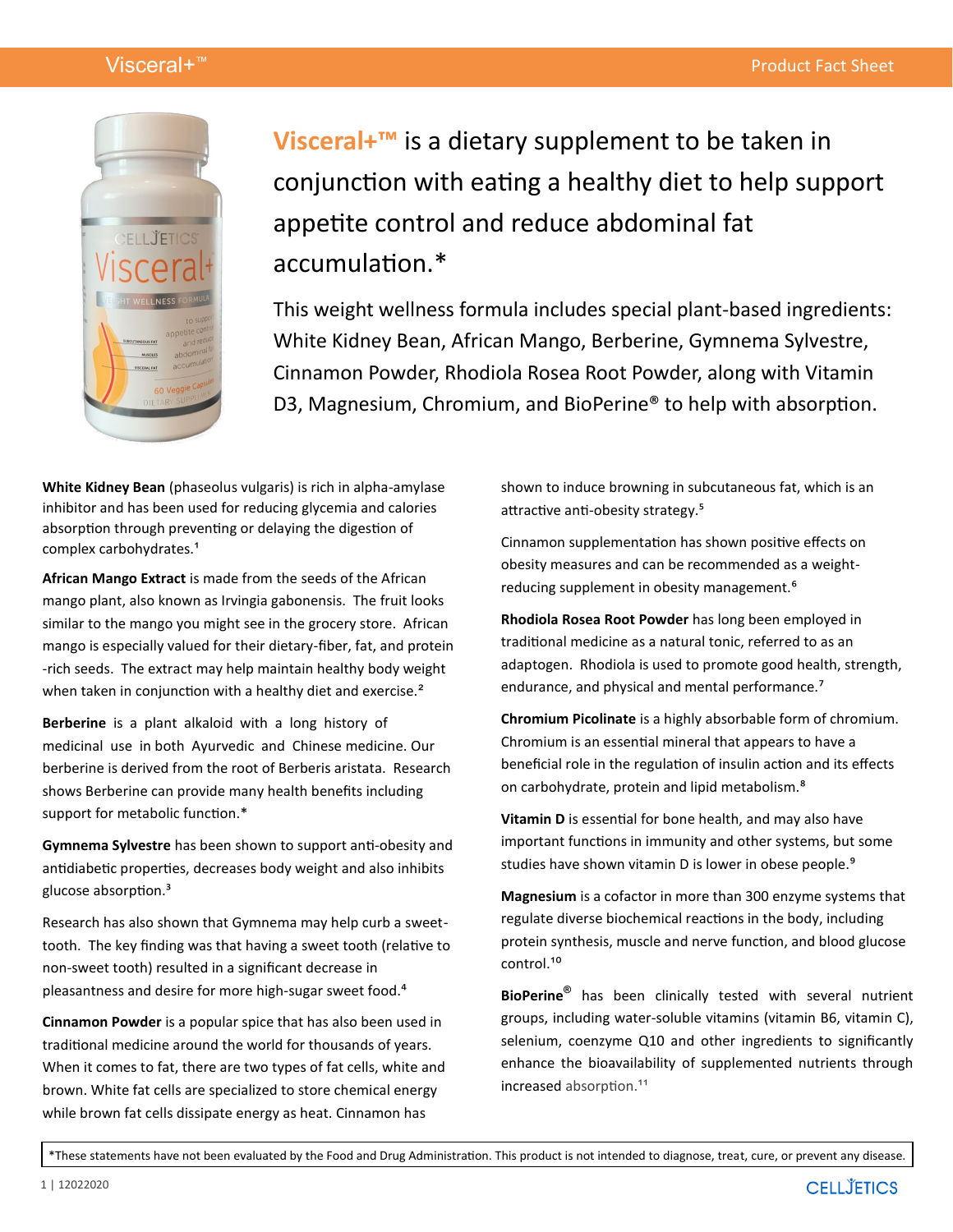**Visceral+™** is a dietary supplement to be taken in conjunction with eating a healthy diet to help support appetite control and reduce abdominal fat accumulation.*

This weight wellness formula includes special plant-based ingredients: White Kidney Bean, African Mango, Berberine, Gymnema Sylvestre, Cinnamon Powder, Rhodiola Rosea Root Powder, along with Vitamin D3, Magnesium, Chromium, and BioPerine® to help with absorption.

**White Kidney Bean** (phaseolus vulgaris) is rich in alpha-amylase inhibitor and has been used for reducing glycemia and calories absorption through preventing or delaying the digestion of complex carbohydrates.[1]

**African Mango Extract** is made from the seeds of the African mango plant, also known as Irvingia gabonensis. The fruit looks similar to the mango you might see in the grocery store. African mango is especially valued for their dietary-fiber, fat, and protein-rich seeds. The extract may help maintain healthy body weight when taken in conjunction with a healthy diet and exercise.[2]

**Berberine** is a plant alkaloid with a long history of medicinal use in both Ayurvedic and Chinese medicine. Our berberine is derived from the root of Berberis aristata. Research shows Berberine can provide many health benefits including support for metabolic function.*

**Gymnema Sylvestre** has been shown to support anti-obesity and antidiabetic properties, decreases body weight and also inhibits glucose absorption.[3]

Research has also shown that Gymnema may help curb a sweet-tooth. The key finding was that having a sweet tooth (relative to non-sweet tooth) resulted in a significant decrease in pleasantness and desire for more high-sugar sweet food.[4]

**Cinnamon Powder** is a popular spice that has also been used in traditional medicine around the world for thousands of years. When it comes to fat, there are two types of fat cells, white and brown. White fat cells are specialized to store chemical energy while brown fat cells dissipate energy as heat. Cinnamon has shown to induce browning in subcutaneous fat, which is an attractive anti-obesity strategy.[5]

Cinnamon supplementation has shown positive effects on obesity measures and can be recommended as a weight-reducing supplement in obesity management.[6]

**Rhodiola Rosea Root Powder** has long been employed in traditional medicine as a natural tonic, referred to as an adaptogen. Rhodiola is used to promote good health, strength, endurance, and physical and mental performance.[7]

**Chromium Picolinate** is a highly absorbable form of chromium. Chromium is an essential mineral that appears to have a beneficial role in the regulation of insulin action and its effects on carbohydrate, protein and lipid metabolism.[8]

**Vitamin D** is essential for bone health, and may also have important functions in immunity and other systems, but some studies have shown vitamin D is lower in obese people.[9]

**Magnesium** is a cofactor in more than 300 enzyme systems that regulate diverse biochemical reactions in the body, including protein synthesis, muscle and nerve function, and blood glucose control.[10]

**BioPerine®** has been clinically tested with several nutrient groups, including water-soluble vitamins (vitamin B6, vitamin C), selenium, coenzyme Q10 and other ingredients to significantly enhance the bioavailability of supplemented nutrients through increased absorption.[11]

*These statements have not been evaluated by the Food and Drug Administration. This product is not intended to diagnose, treat, cure, or prevent any disease.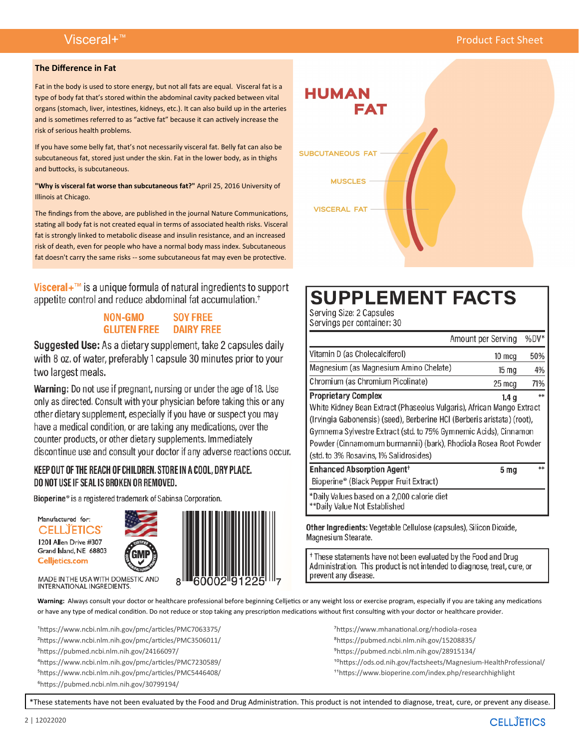## The Difference in Fat

Fat in the body is used to store energy, but not all fats are equal. Visceral fat is a type of body fat that's stored within the abdominal cavity packed between vital organs (stomach, liver, intestines, kidneys, etc.). It can also build up in the arteries and is sometimes referred to as "active fat" because it can actively increase the risk of serious health problems.

If you have some belly fat, that's not necessarily visceral fat. Belly fat can also be subcutaneous fat, stored just under the skin. Fat in the lower body, as in thighs and buttocks, is subcutaneous.

**"Why is visceral fat worse than subcutaneous fat?"** April 25, 2016 University of Illinois at Chicago.

The findings from the above, are published in the journal Nature Communications, stating all body fat is not created equal in terms of associated health risks. Visceral fat is strongly linked to metabolic disease and insulin resistance, and an increased risk of death, even for people who have a normal body mass index. Subcutaneous fat doesn't carry the same risks -- some subcutaneous fat may even be protective.

HUMAN FAT

SUBCUTANEOUS FAT

MUSCLES

VISCERAL FAT

**Visceral+™** is a unique formula of natural ingredients to support appetite control and reduce abdominal fat accumulation.†

NON-GMO SOY FREE
GLUTEN FREE DAIRY FREE

**Suggested Use:** As a dietary supplement, take 2 capsules daily with 8 oz. of water, preferably 1 capsule 30 minutes prior to your two largest meals.

**Warning:** Do not use if pregnant, nursing or under the age of 18. Use only as directed. Consult with your physician before taking this or any other dietary supplement, especially if you have or suspect you may have a medical condition, or are taking any medications, over the counter products, or other dietary supplements. Immediately discontinue use and consult your doctor if any adverse reactions occur.

**KEEP OUT OF THE REACH OF CHILDREN. STORE IN A COOL, DRY PLACE. DO NOT USE IF SEAL IS BROKEN OR REMOVED.**

Bioperine® is a registered trademark of Sabinsa Corporation.

Manufactured for:
CELLJETICS
1201 Allen Drive #307
Grand Island, NE 68803
Celljetics.com

MADE IN THE USA WITH DOMESTIC AND INTERNATIONAL INGREDIENTS.

8 60002 91225 7

## SUPPLEMENT FACTS

Serving Size: 2 Capsules
Servings per container: 30

| | Amount per Serving | %DV* |
|---|---|---|
| Vitamin D (as Cholecalciferol) | 10 mcg | 50% |
| Magnesium (as Magnesium Amino Chelate) | 15 mg | 4% |
| Chromium (as Chromium Picolinate) | 25 mcg | 71% |
| **Proprietary Complex** | **1.4 g** | ** |
| White Kidney Bean Extract (Phaseolus Vulgaris), African Mango Extract (Irvingia Gabonensis) (seed), Berberine HCl (Berberis aristata) (root), Gymnema Sylvestre Extract (std. to 75% Gymnemic Acids), Cinnamon Powder (Cinnamomum burmannii) (bark), Rhodiola Rosea Root Powder (std. to 3% Rosavins, 1% Salidrosides) | | |
| **Enhanced Absorption Agent†** | **5 mg** | ** |
| Bioperine® (Black Pepper Fruit Extract) | | |

*Daily Values based on a 2,000 calorie diet
**Daily Value Not Established

**Other Ingredients:** Vegetable Cellulose (capsules), Silicon Dioxide, Magnesium Stearate.

† These statements have not been evaluated by the Food and Drug Administration. This product is not intended to diagnose, treat, cure, or prevent any disease.

**Warning:** Always consult your doctor or healthcare professional before beginning Celljetics or any weight loss or exercise program, especially if you are taking any medications or have any type of medical condition. Do not reduce or stop taking any prescription medications without first consulting with your doctor or healthcare provider.

[1] https://www.ncbi.nlm.nih.gov/pmc/articles/PMC7063375/
[2] https://www.ncbi.nlm.nih.gov/pmc/articles/PMC3506011/
[3] https://pubmed.ncbi.nlm.nih.gov/24166097/
[4] https://www.ncbi.nlm.nih.gov/pmc/articles/PMC7230589/
[5] https://www.ncbi.nlm.nih.gov/pmc/articles/PMC5446408/
[6] https://pubmed.ncbi.nlm.nih.gov/30799194/
[7] https://www.mhanational.org/rhodiola-rosea
[8] https://pubmed.ncbi.nlm.nih.gov/15208835/
[9] https://pubmed.ncbi.nlm.nih.gov/28915134/
[10] https://ods.od.nih.gov/factsheets/Magnesium-HealthProfessional/
[11] https://www.bioperine.com/index.php/researchhighlight

*These statements have not been evaluated by the Food and Drug Administration. This product is not intended to diagnose, treat, cure, or prevent any disease.